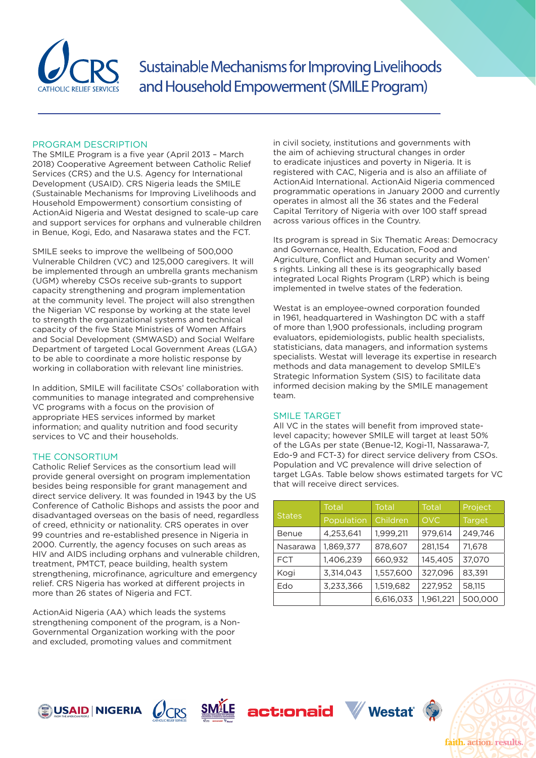# Sustainable Mechanisms for Improving Livelihoods and Household Empowerment (SMILE Program)

## PROGRAM DESCRIPTION

The SMILE Program is a five year (April 2013 – March 2018) Cooperative Agreement between Catholic Relief Services (CRS) and the U.S. Agency for International Development (USAID). CRS Nigeria leads the SMILE (Sustainable Mechanisms for Improving Livelihoods and Household Empowerment) consortium consisting of ActionAid Nigeria and Westat designed to scale-up care and support services for orphans and vulnerable children in Benue, Kogi, Edo, and Nasarawa states and the FCT.

SMILE seeks to improve the wellbeing of 500,000 Vulnerable Children (VC) and 125,000 caregivers. It will be implemented through an umbrella grants mechanism (UGM) whereby CSOs receive sub-grants to support capacity strengthening and program implementation at the community level. The project will also strengthen the Nigerian VC response by working at the state level to strength the organizational systems and technical capacity of the five State Ministries of Women Affairs and Social Development (SMWASD) and Social Welfare Department of targeted Local Government Areas (LGA) to be able to coordinate a more holistic response by working in collaboration with relevant line ministries.

In addition, SMILE will facilitate CSOs' collaboration with communities to manage integrated and comprehensive VC programs with a focus on the provision of appropriate HES services informed by market information; and quality nutrition and food security services to VC and their households.

## THE CONSORTIUM

Catholic Relief Services as the consortium lead will provide general oversight on program implementation besides being responsible for grant management and direct service delivery. It was founded in 1943 by the US Conference of Catholic Bishops and assists the poor and disadvantaged overseas on the basis of need, regardless of creed, ethnicity or nationality. CRS operates in over 99 countries and re-established presence in Nigeria in 2000. Currently, the agency focuses on such areas as HIV and AIDS including orphans and vulnerable children, treatment, PMTCT, peace building, health system strengthening, microfinance, agriculture and emergency relief. CRS Nigeria has worked at different projects in more than 26 states of Nigeria and FCT.

ActionAid Nigeria (AA) which leads the systems strengthening component of the program, is a Non-Governmental Organization working with the poor and excluded, promoting values and commitment in civil society, institutions and governments with the aim of achieving structural changes in order to eradicate injustices and poverty in Nigeria. It is registered with CAC, Nigeria and is also an affiliate of ActionAid International. ActionAid Nigeria commenced programmatic operations in January 2000 and currently operates in almost all the 36 states and the Federal Capital Territory of Nigeria with over 100 staff spread across various offices in the Country.

Its program is spread in Six Thematic Areas: Democracy and Governance, Health, Education, Food and Agriculture, Conflict and Human security and Women' s rights. Linking all these is its geographically based integrated Local Rights Program (LRP) which is being implemented in twelve states of the federation.

Westat is an employee-owned corporation founded in 1961, headquartered in Washington DC with a staff of more than 1,900 professionals, including program evaluators, epidemiologists, public health specialists, statisticians, data managers, and information systems specialists. Westat will leverage its expertise in research methods and data management to develop SMILE's Strategic Information System (SIS) to facilitate data informed decision making by the SMILE management team.

## SMILE TARGET

All VC in the states will benefit from improved state-level capacity; however SMILE will target at least 50% of the LGAs per state (Benue-12, Kogi-11, Nassarawa-7, Edo-9 and FCT-3) for direct service delivery from CSOs. Population and VC prevalence will drive selection of target LGAs. Table below shows estimated targets for VC that will receive direct services.

| States | Total Population | Total Children | Total OVC | Project Target |
|---|---|---|---|---|
| Benue | 4,253,641 | 1,999,211 | 979,614 | 249,746 |
| Nasarawa | 1,869,377 | 878,607 | 281,154 | 71,678 |
| FCT | 1,406,239 | 660,932 | 145,405 | 37,070 |
| Kogi | 3,314,043 | 1,557,600 | 327,096 | 83,391 |
| Edo | 3,233,366 | 1,519,682 | 227,952 | 58,115 |
| | | 6,616,033 | 1,961,221 | 500,000 |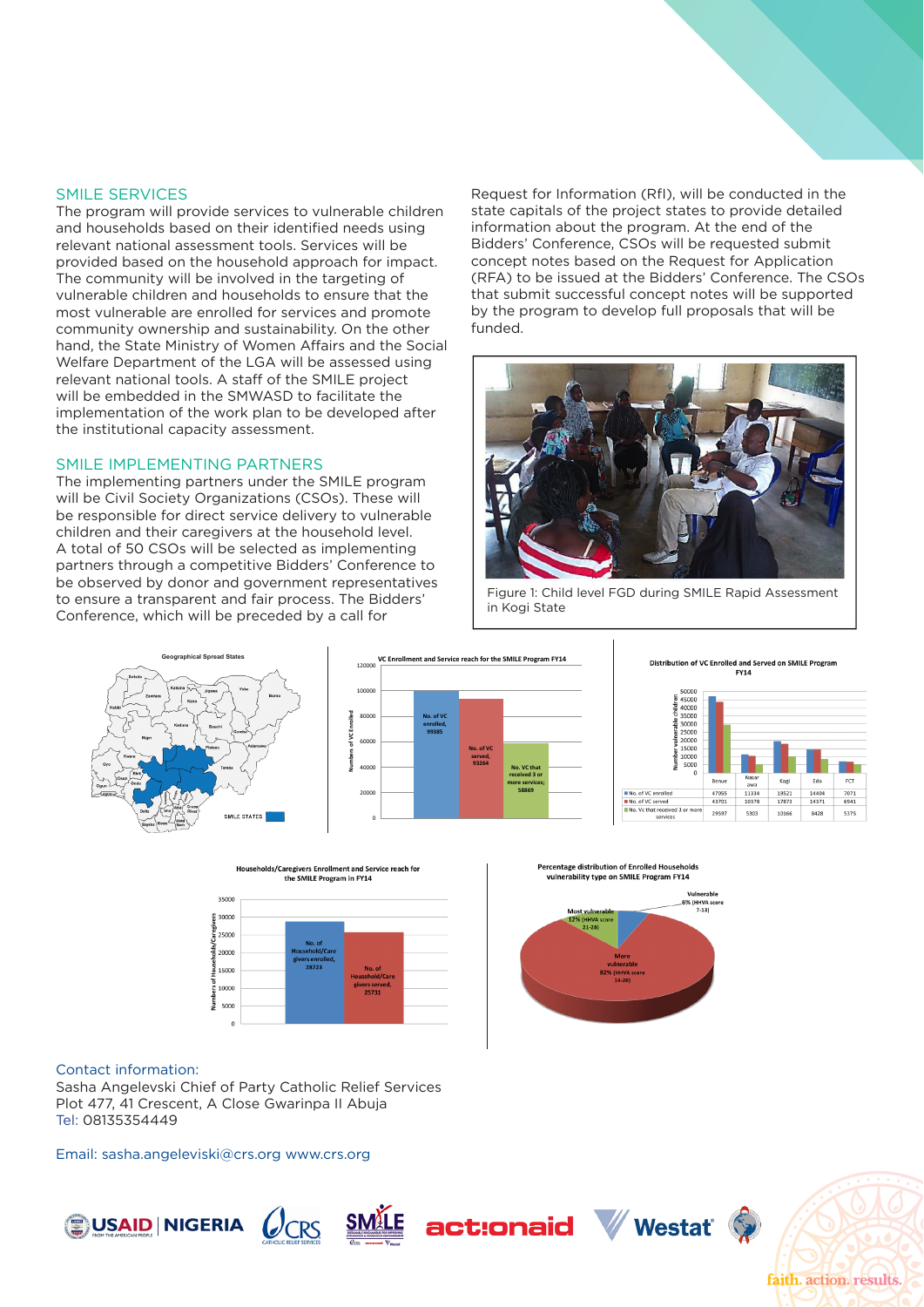## SMILE SERVICES

The program will provide services to vulnerable children and households based on their identified needs using relevant national assessment tools. Services will be provided based on the household approach for impact. The community will be involved in the targeting of vulnerable children and households to ensure that the most vulnerable are enrolled for services and promote community ownership and sustainability. On the other hand, the State Ministry of Women Affairs and the Social Welfare Department of the LGA will be assessed using relevant national tools. A staff of the SMILE project will be embedded in the SMWASD to facilitate the implementation of the work plan to be developed after the institutional capacity assessment.

## SMILE IMPLEMENTING PARTNERS

The implementing partners under the SMILE program will be Civil Society Organizations (CSOs). These will be responsible for direct service delivery to vulnerable children and their caregivers at the household level. A total of 50 CSOs will be selected as implementing partners through a competitive Bidders' Conference to be observed by donor and government representatives to ensure a transparent and fair process. The Bidders' Conference, which will be preceded by a call for Request for Information (RfI), will be conducted in the state capitals of the project states to provide detailed information about the program. At the end of the Bidders' Conference, CSOs will be requested submit concept notes based on the Request for Application (RFA) to be issued at the Bidders' Conference. The CSOs that submit successful concept notes will be supported by the program to develop full proposals that will be funded.

Figure 1: Child level FGD during SMILE Rapid Assessment in Kogi State

Geographical Spread States

Sokoto, Katsina, Jigawa, Yobe, Borno, Zamfara, Kano, Kebbi, Kaduna, Bauchi, Gombe, Niger, Plateau, Adamawa, Kwara, Taraba, Oyo, Ekiti, Osun, Ondo, Ogun, Lagos, Delta, Imo, Abia, Cross River, Bayelsa, Rivers, Akwa Ibom

SMILE STATES

VC Enrollment and Service reach for the SMILE Program FY14

Numbers of VC Enrolled

120000, 100000, 80000, 60000, 40000, 20000, 0

No. of VC enrolled, 99385

No. of VC served, 93264

No. VC that received 3 or more services; 58869

Distribution of VC Enrolled and Served on SMILE Program FY14

Number vulnerable children

50000, 45000, 40000, 35000, 30000, 25000, 20000, 15000, 10000, 5000, 0

Benue, Nasarawa, Kogi, Edo, FCT

No. of VC enrolled: 47055, 11334, 19521, 14404, 7071

No. of VC served: 43701, 10378, 17873, 14371, 6941

No. Vc that received 3 or more services: 29597, 5303, 10166, 8428, 5375

Households/Caregivers Enrollment and Service reach for the SMILE Program in FY14

Numbers of Households/Caregivers

35000, 30000, 25000, 20000, 15000, 10000, 5000, 0

No. of Household/Care givers enrolled, 28723

No. of Household/Care givers served, 25731

Percentage distribution of Enrolled Households vulnerability type on SMILE Program FY14

Vulnerable 6% (HHVA score 7-13)

Most vulnerable 12% (HHVA score 21-28)

More vulnerable 82% (HHVA score 14-20)

Contact information:
Sasha Angelevski Chief of Party Catholic Relief Services
Plot 477, 41 Crescent, A Close Gwarinpa II Abuja
Tel: 08135354449

Email: sasha.angeleviski@crs.org www.crs.org

USAID | NIGERIA CRS SMILE actionaid Westat

faith. action. results.